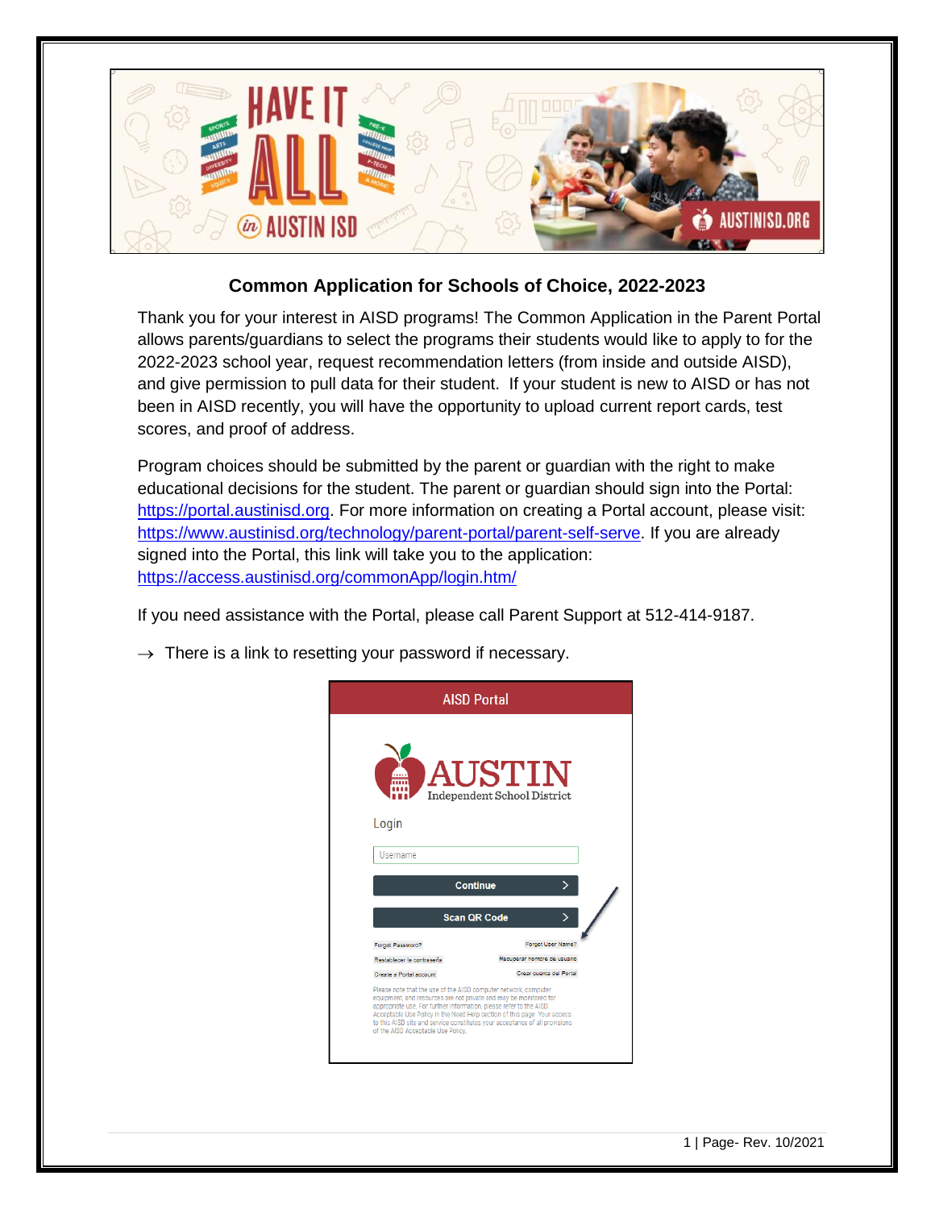## Common Application for Schools of Choice, 2022-2023

Thank you for your interest in AISD programs! The Common Application in the Parent Portal allows parents/guardians to select the programs their students would like to apply to for the 2022-2023 school year, request recommendation letters (from inside and outside AISD), and give permission to pull data for their student. If your student is new to AISD or has not been in AISD recently, you will have the opportunity to upload current report cards, test scores, and proof of address.

Program choices should be submitted by the parent or guardian with the right to make educational decisions for the student. The parent or guardian should sign into the Portal: https://portal.austinisd.org. For more information on creating a Portal account, please visit: https://www.austinisd.org/technology/parent-portal/parent-self-serve. If you are already signed into the Portal, this link will take you to the application: https://access.austinisd.org/commonApp/login.htm/

If you need assistance with the Portal, please call Parent Support at 512-414-9187.

→ There is a link to resetting your password if necessary.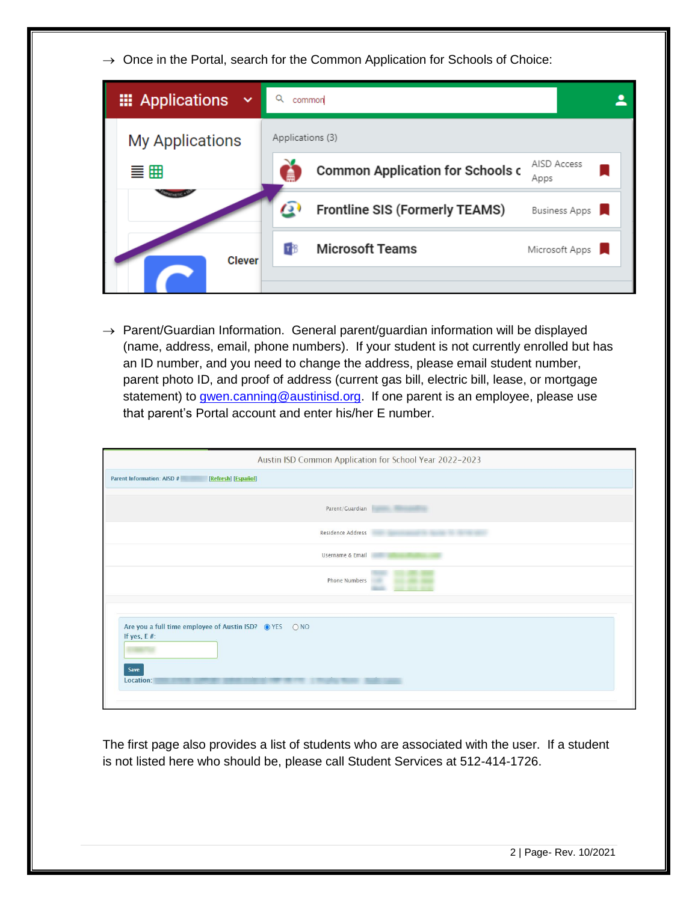→ Once in the Portal, search for the Common Application for Schools of Choice:

→ Parent/Guardian Information. General parent/guardian information will be displayed (name, address, email, phone numbers). If your student is not currently enrolled but has an ID number, and you need to change the address, please email student number, parent photo ID, and proof of address (current gas bill, electric bill, lease, or mortgage statement) to gwen.canning@austinisd.org. If one parent is an employee, please use that parent's Portal account and enter his/her E number.

The first page also provides a list of students who are associated with the user. If a student is not listed here who should be, please call Student Services at 512-414-1726.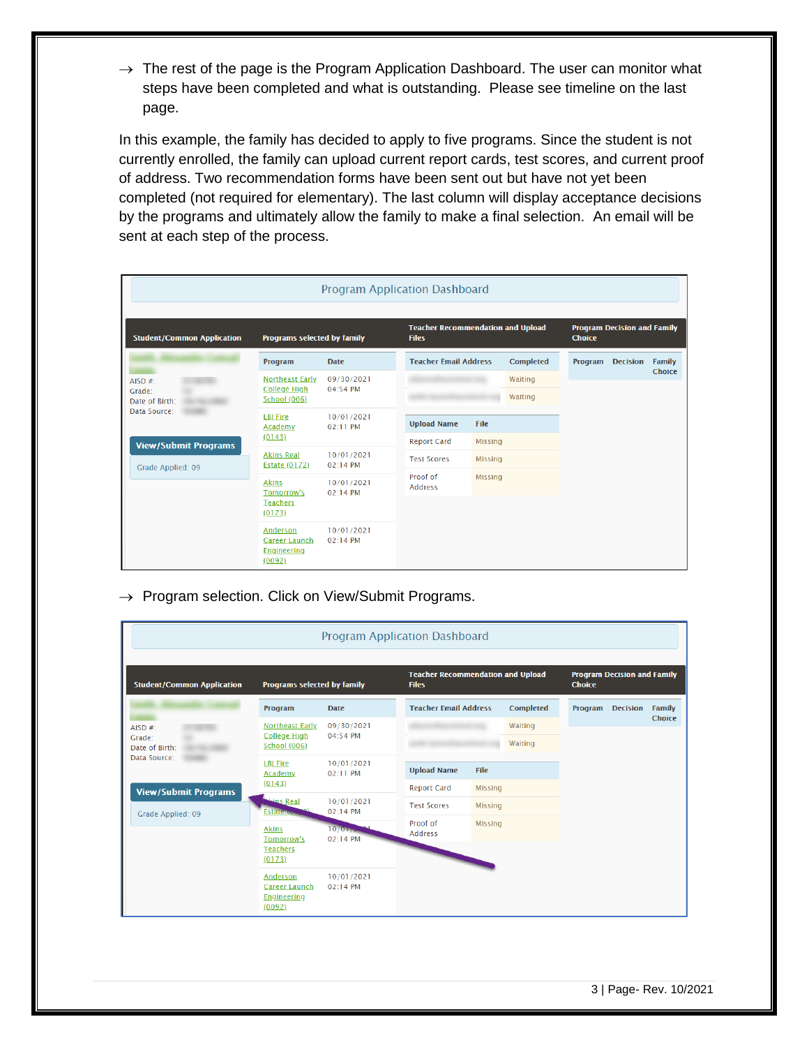→ The rest of the page is the Program Application Dashboard. The user can monitor what steps have been completed and what is outstanding. Please see timeline on the last page.

In this example, the family has decided to apply to five programs. Since the student is not currently enrolled, the family can upload current report cards, test scores, and current proof of address. Two recommendation forms have been sent out but have not yet been completed (not required for elementary). The last column will display acceptance decisions by the programs and ultimately allow the family to make a final selection. An email will be sent at each step of the process.

Program Application Dashboard

| Student/Common Application | Programs selected by family | | Teacher Recommendation and Upload Files | | Program Decision and Family Choice | | |
|---|---|---|---|---|---|---|---|
| | Program | Date | Teacher Email Address | Completed | Program | Decision | Family Choice |
| AISD #: <br> Grade: <br> Date of Birth: <br> Data Source: | Northeast Early College High School (006) | 09/30/2021 04:54 PM | | Waiting | | | |
| | | | | Waiting | | | |
| View/Submit Programs | LBJ Fire Academy (0143) | 10/01/2021 02:11 PM | Upload Name | File | | | |
| Grade Applied: 09 | Akins Real Estate (0172) | 10/01/2021 02:14 PM | Report Card | Missing | | | |
| | Akins Tomorrow's Teachers (0173) | 10/01/2021 02:14 PM | Test Scores | Missing | | | |
| | Anderson Career Launch Engineering (0092) | 10/01/2021 02:14 PM | Proof of Address | Missing | | | |

→ Program selection. Click on View/Submit Programs.

Program Application Dashboard

| Student/Common Application | Programs selected by family | | Teacher Recommendation and Upload Files | | Program Decision and Family Choice | | |
|---|---|---|---|---|---|---|---|
| | Program | Date | Teacher Email Address | Completed | Program | Decision | Family Choice |
| AISD #: <br> Grade: <br> Date of Birth: <br> Data Source: | Northeast Early College High School (006) | 09/30/2021 04:54 PM | | Waiting | | | |
| | | | | Waiting | | | |
| View/Submit Programs | LBJ Fire Academy (0143) | 10/01/2021 02:11 PM | Upload Name | File | | | |
| Grade Applied: 09 | Akins Real Estate (0172) | 10/01/2021 02:14 PM | Report Card | Missing | | | |
| | Akins Tomorrow's Teachers (0173) | 10/01/2021 02:14 PM | Test Scores | Missing | | | |
| | Anderson Career Launch Engineering (0092) | 10/01/2021 02:14 PM | Proof of Address | Missing | | | |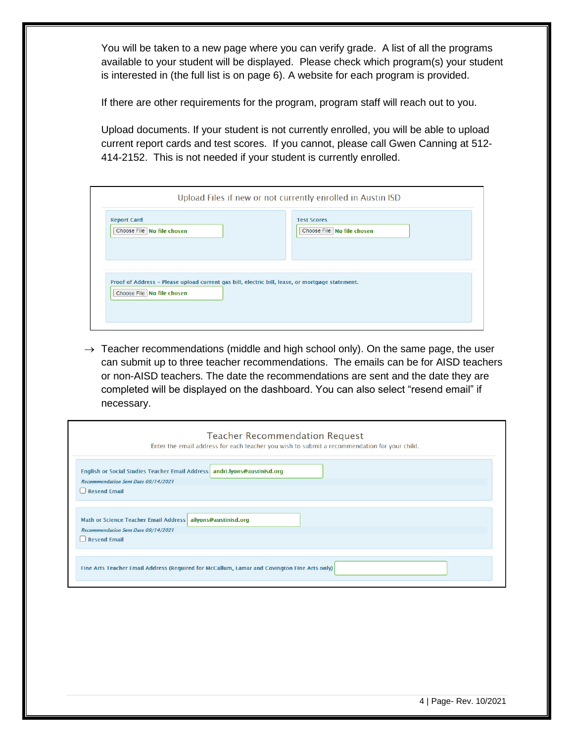You will be taken to a new page where you can verify grade. A list of all the programs available to your student will be displayed. Please check which program(s) your student is interested in (the full list is on page 6). A website for each program is provided.

If there are other requirements for the program, program staff will reach out to you.

Upload documents. If your student is not currently enrolled, you will be able to upload current report cards and test scores. If you cannot, please call Gwen Canning at 512-414-2152. This is not needed if your student is currently enrolled.

Upload Files if new or not currently enrolled in Austin ISD

**Report Card**
Choose File No file chosen

**Test Scores**
Choose File No file chosen

**Proof of Address – Please upload current gas bill, electric bill, lease, or mortgage statement.**
Choose File No file chosen

→ Teacher recommendations (middle and high school only). On the same page, the user can submit up to three teacher recommendations. The emails can be for AISD teachers or non-AISD teachers. The date the recommendations are sent and the date they are completed will be displayed on the dashboard. You can also select "resend email" if necessary.

Teacher Recommendation Request

Enter the email address for each teacher you wish to submit a recommendation for your child.

**English or Social Studies Teacher Email Address** andri.lyons@austinisd.org
*Recommendation Sent Date 09/14/2021*
☐ Resend Email

**Math or Science Teacher Email Address** ailyons@austinisd.org
*Recommendation Sent Date 09/14/2021*
☐ Resend Email

**Fine Arts Teacher Email Address (Required for McCallum, Lamar and Covington Fine Arts only)**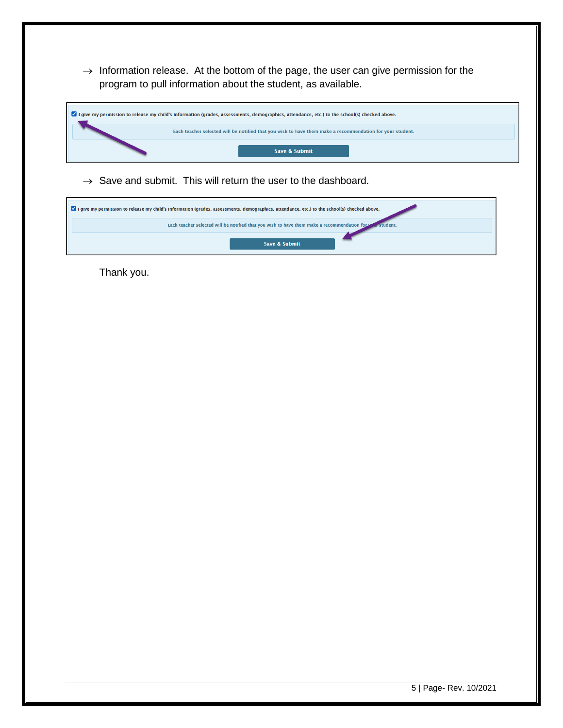→ Information release. At the bottom of the page, the user can give permission for the program to pull information about the student, as available.

☑ I give my permission to release my child's information (grades, assessments, demographics, attendance, etc.) to the school(s) checked above.

Each teacher selected will be notified that you wish to have them make a recommendation for your student.

Save & Submit

→ Save and submit. This will return the user to the dashboard.

☑ I give my permission to release my child's information (grades, assessments, demographics, attendance, etc.) to the school(s) checked above.

Each teacher selected will be notified that you wish to have them make a recommendation for your student.

Save & Submit

Thank you.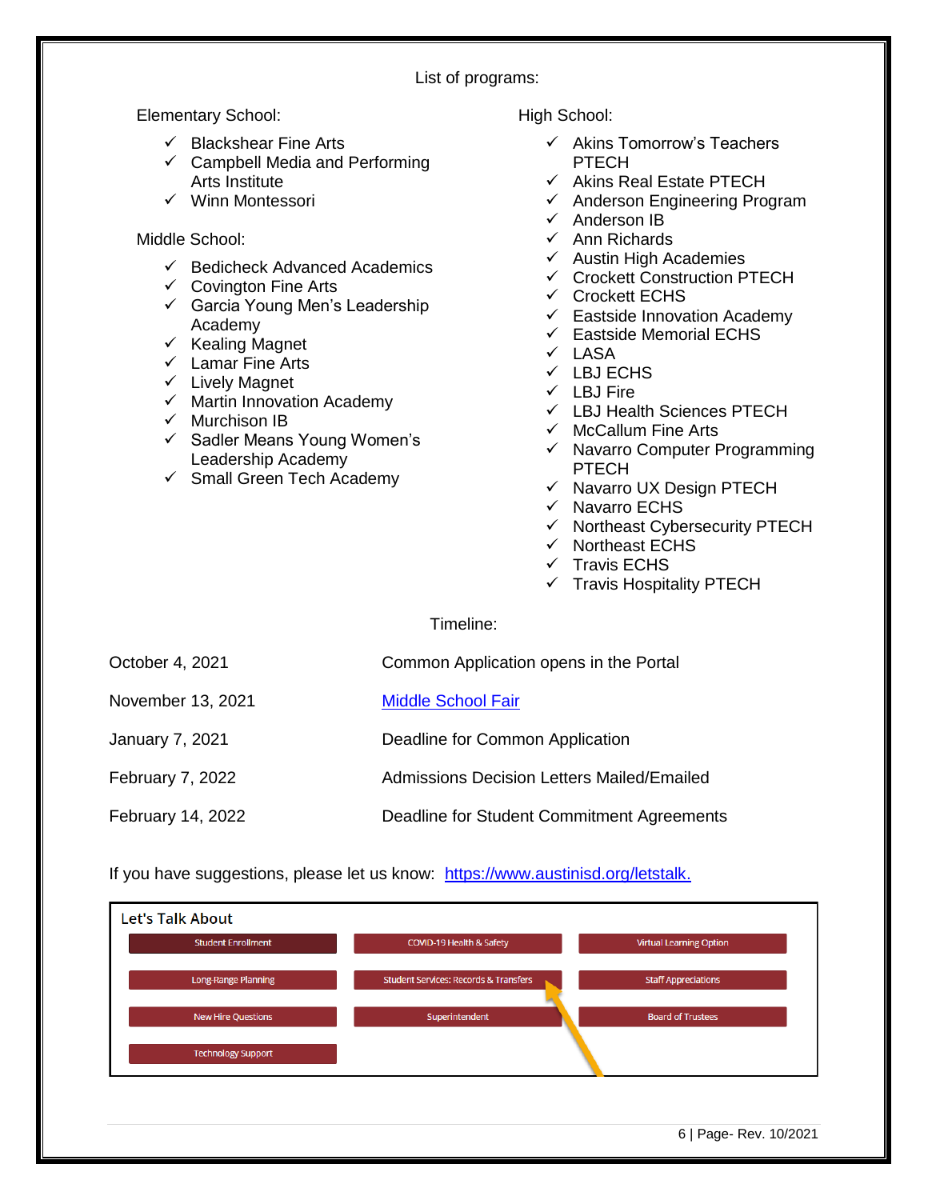List of programs:

Elementary School:

- ✓ Blackshear Fine Arts
- ✓ Campbell Media and Performing Arts Institute
- ✓ Winn Montessori

Middle School:

- ✓ Bedicheck Advanced Academics
- ✓ Covington Fine Arts
- ✓ Garcia Young Men's Leadership Academy
- ✓ Kealing Magnet
- ✓ Lamar Fine Arts
- ✓ Lively Magnet
- ✓ Martin Innovation Academy
- ✓ Murchison IB
- ✓ Sadler Means Young Women's Leadership Academy
- ✓ Small Green Tech Academy

High School:

- ✓ Akins Tomorrow's Teachers PTECH
- ✓ Akins Real Estate PTECH
- ✓ Anderson Engineering Program
- ✓ Anderson IB
- ✓ Ann Richards
- ✓ Austin High Academies
- ✓ Crockett Construction PTECH
- ✓ Crockett ECHS
- ✓ Eastside Innovation Academy
- ✓ Eastside Memorial ECHS
- ✓ LASA
- ✓ LBJ ECHS
- ✓ LBJ Fire
- ✓ LBJ Health Sciences PTECH
- ✓ McCallum Fine Arts
- ✓ Navarro Computer Programming PTECH
- ✓ Navarro UX Design PTECH
- ✓ Navarro ECHS
- ✓ Northeast Cybersecurity PTECH
- ✓ Northeast ECHS
- ✓ Travis ECHS
- ✓ Travis Hospitality PTECH

Timeline:

| | |
|---|---|
| October 4, 2021 | Common Application opens in the Portal |
| November 13, 2021 | [Middle School Fair]() |
| January 7, 2021 | Deadline for Common Application |
| February 7, 2022 | Admissions Decision Letters Mailed/Emailed |
| February 14, 2022 | Deadline for Student Commitment Agreements |

If you have suggestions, please let us know: https://www.austinisd.org/letstalk.

Let's Talk About

| | | |
|---|---|---|
| Student Enrollment | COVID-19 Health & Safety | Virtual Learning Option |
| Long-Range Planning | Student Services: Records & Transfers | Staff Appreciations |
| New Hire Questions | Superintendent | Board of Trustees |
| Technology Support | | |